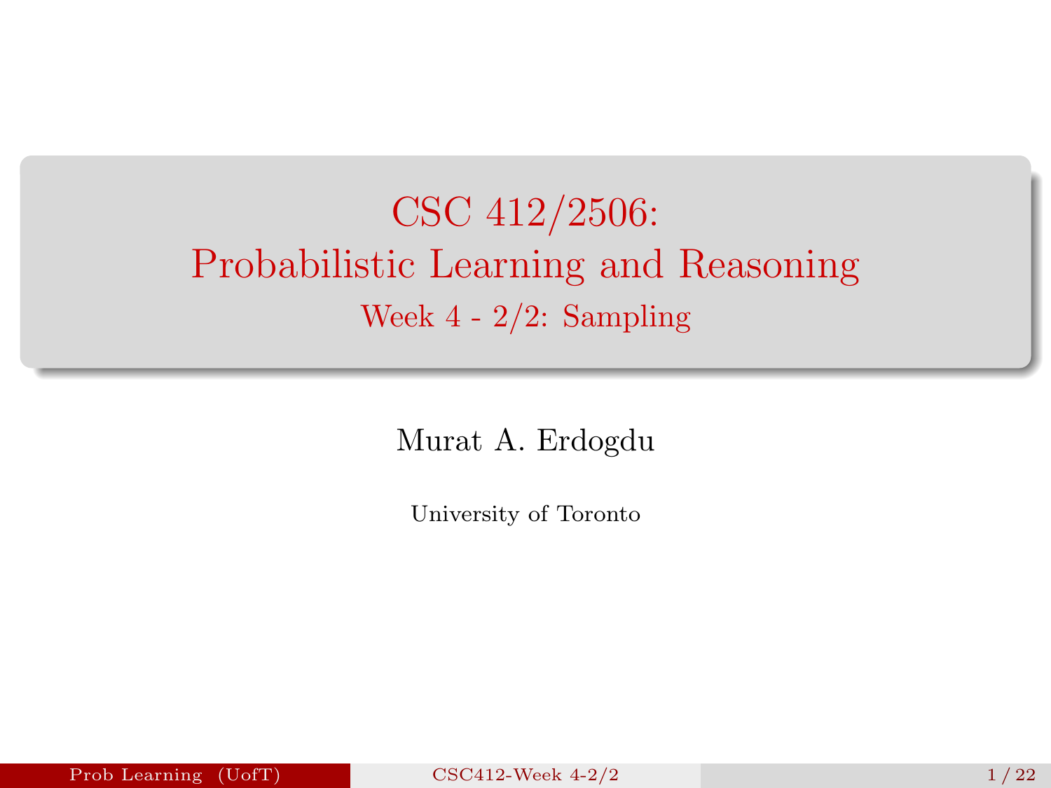# CSC 412/2506: Probabilistic Learning and Reasoning

## Week 4 - 2/2: Sampling

Murat A. Erdogdu

University of Toronto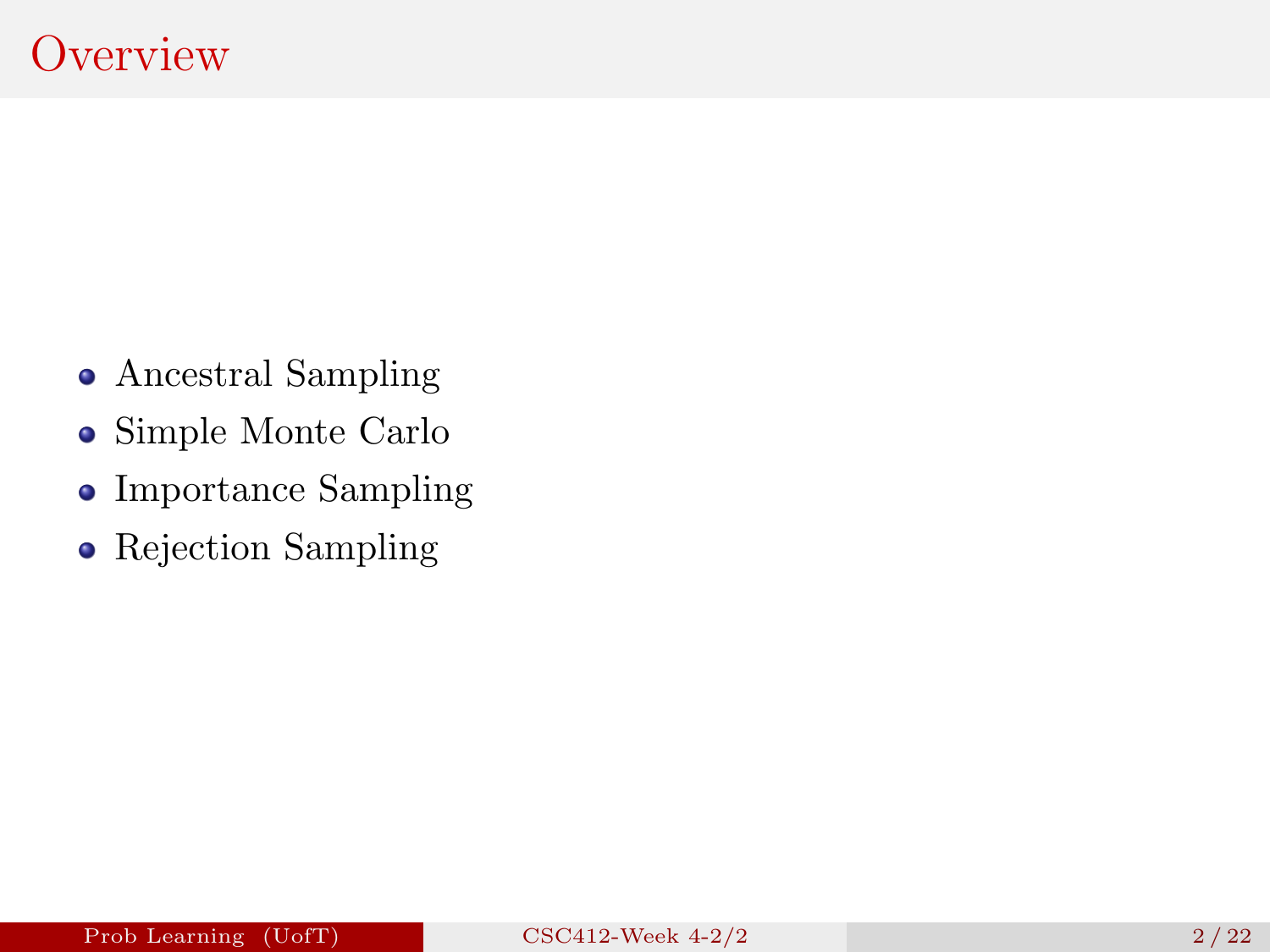# Overview

- Ancestral Sampling
- Simple Monte Carlo
- Importance Sampling
- Rejection Sampling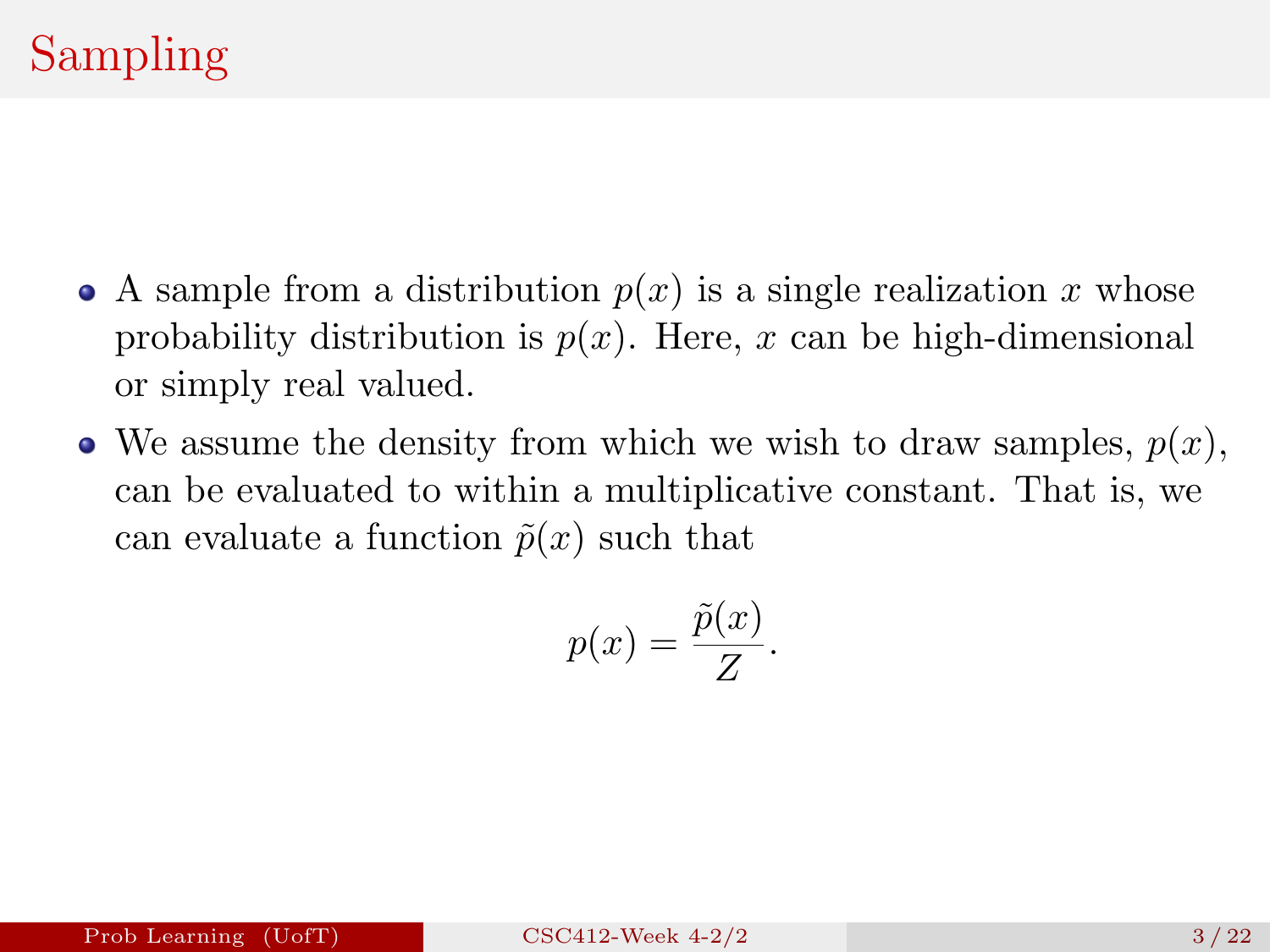# Sampling

- A sample from a distribution $p(x)$ is a single realization $x$ whose probability distribution is $p(x)$. Here, $x$ can be high-dimensional or simply real valued.
- We assume the density from which we wish to draw samples, $p(x)$, can be evaluated to within a multiplicative constant. That is, we can evaluate a function $\tilde{p}(x)$ such that

$$p(x) = \frac{\tilde{p}(x)}{Z}.$$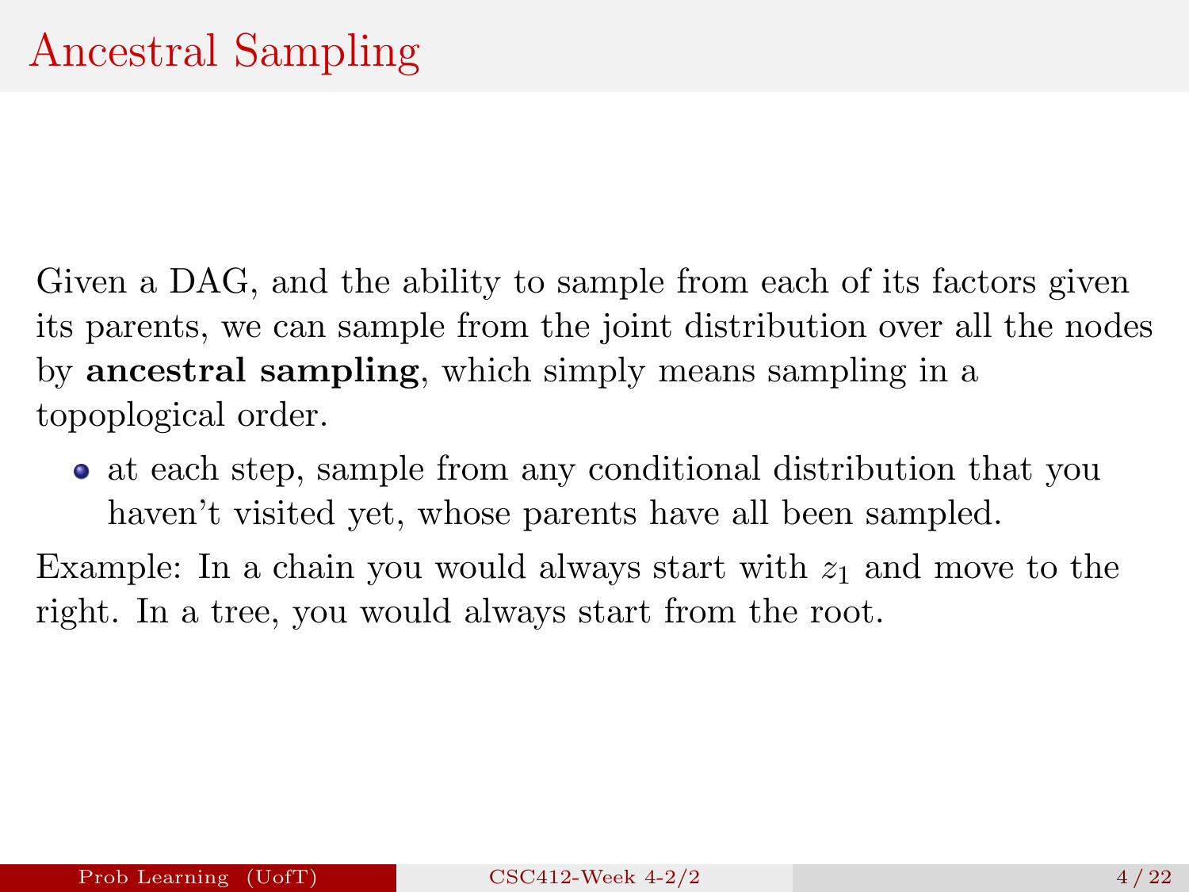# Ancestral Sampling

Given a DAG, and the ability to sample from each of its factors given its parents, we can sample from the joint distribution over all the nodes by **ancestral sampling**, which simply means sampling in a topoplogical order.

- at each step, sample from any conditional distribution that you haven't visited yet, whose parents have all been sampled.

Example: In a chain you would always start with $z_1$ and move to the right. In a tree, you would always start from the root.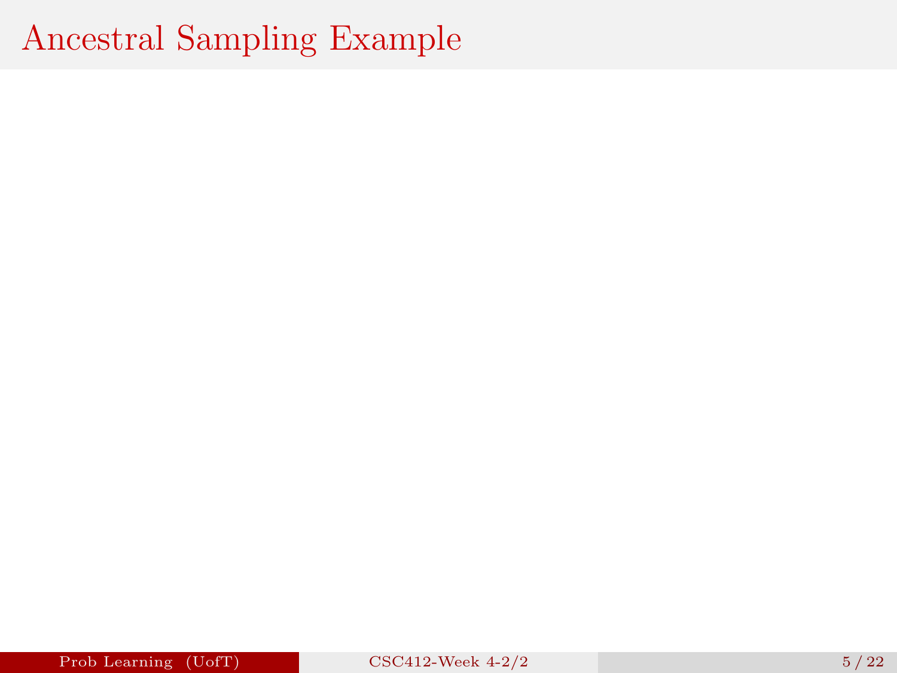# Ancestral Sampling Example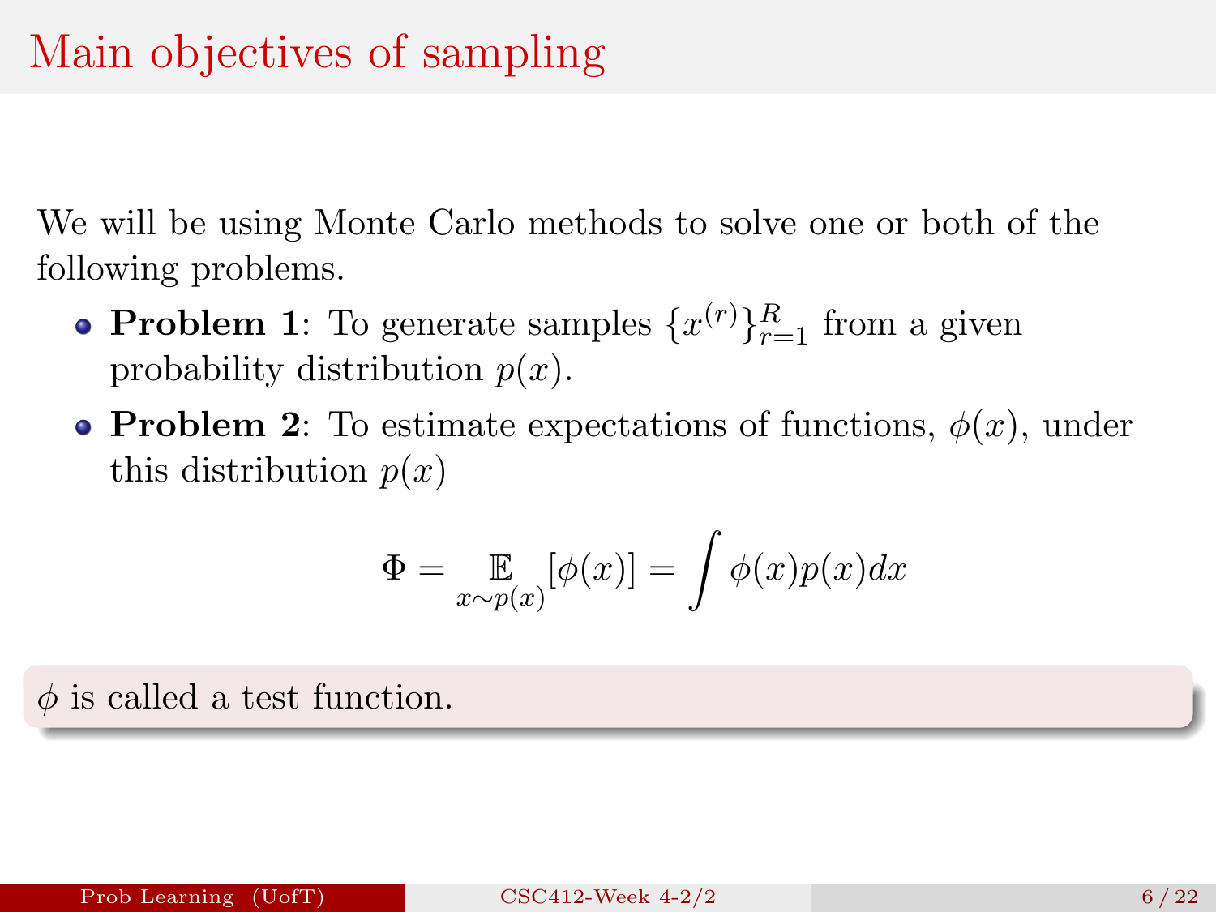# Main objectives of sampling

We will be using Monte Carlo methods to solve one or both of the following problems.

- **Problem 1**: To generate samples $\{x^{(r)}\}_{r=1}^{R}$ from a given probability distribution $p(x)$.
- **Problem 2**: To estimate expectations of functions, $\phi(x)$, under this distribution $p(x)$

$$\Phi = \mathop{\mathbb{E}}_{x \sim p(x)}[\phi(x)] = \int \phi(x)p(x)dx$$

$\phi$ is called a test function.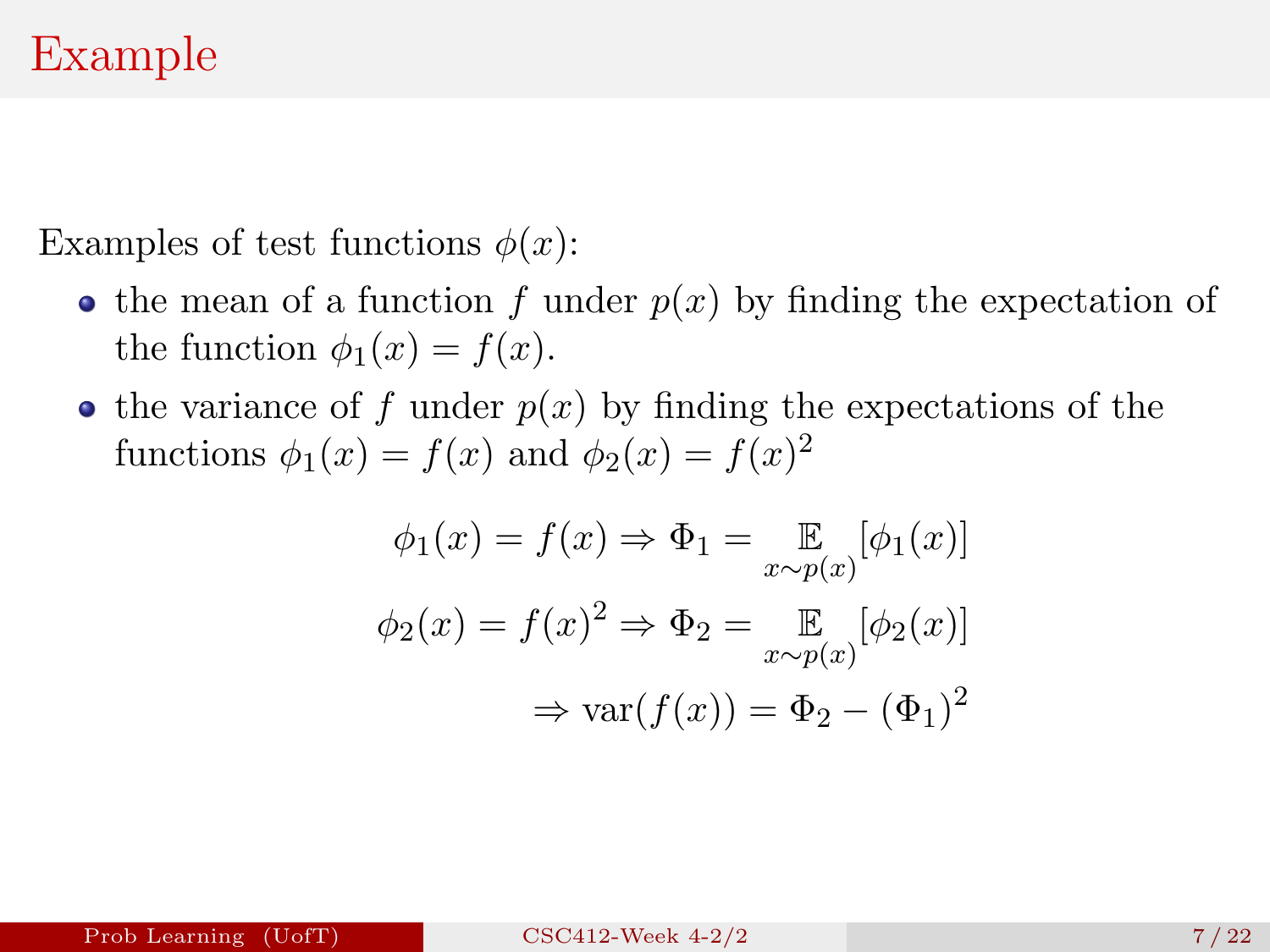# Example

Examples of test functions $\phi(x)$:

- the mean of a function $f$ under $p(x)$ by finding the expectation of the function $\phi_1(x) = f(x)$.
- the variance of $f$ under $p(x)$ by finding the expectations of the functions $\phi_1(x) = f(x)$ and $\phi_2(x) = f(x)^2$

$$
\begin{aligned}
\phi_1(x) = f(x) &\Rightarrow \Phi_1 = \mathop{\mathbb{E}}_{x \sim p(x)}[\phi_1(x)] \\
\phi_2(x) = f(x)^2 &\Rightarrow \Phi_2 = \mathop{\mathbb{E}}_{x \sim p(x)}[\phi_2(x)] \\
&\Rightarrow \text{var}(f(x)) = \Phi_2 - (\Phi_1)^2
\end{aligned}
$$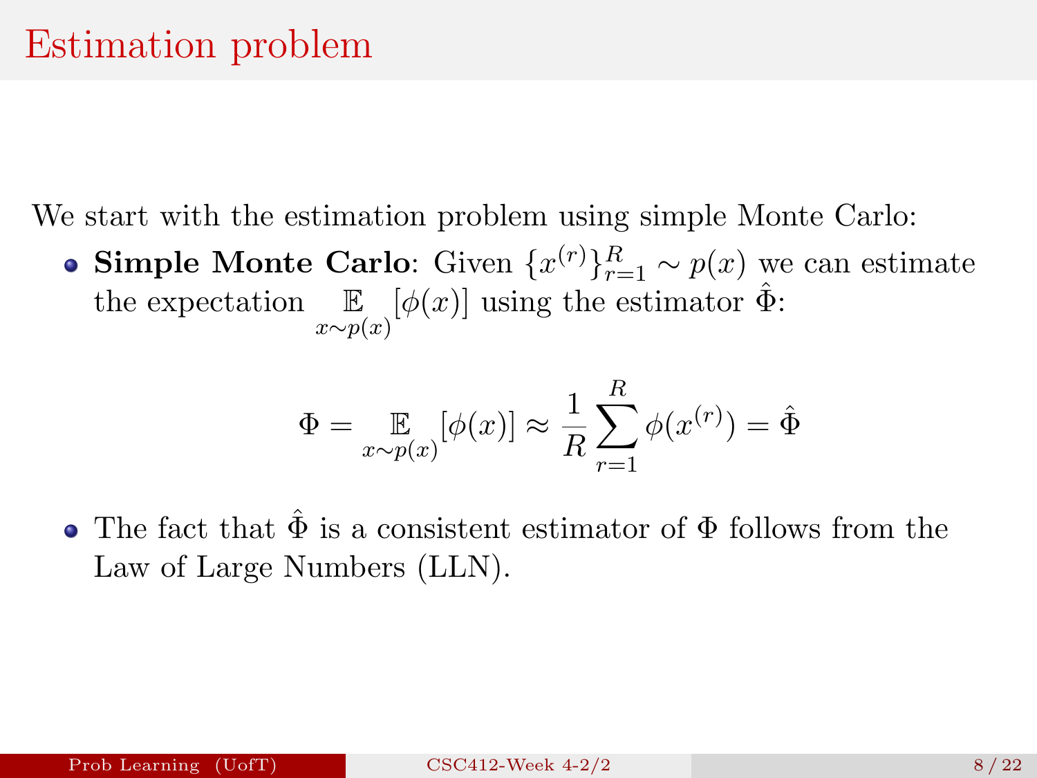# Estimation problem

We start with the estimation problem using simple Monte Carlo:

- **Simple Monte Carlo**: Given $\{x^{(r)}\}_{r=1}^{R} \sim p(x)$ we can estimate the expectation $\underset{x \sim p(x)}{\mathbb{E}}[\phi(x)]$ using the estimator $\hat{\Phi}$:

$$\Phi = \underset{x \sim p(x)}{\mathbb{E}}[\phi(x)] \approx \frac{1}{R} \sum_{r=1}^{R} \phi(x^{(r)}) = \hat{\Phi}$$

- The fact that $\hat{\Phi}$ is a consistent estimator of $\Phi$ follows from the Law of Large Numbers (LLN).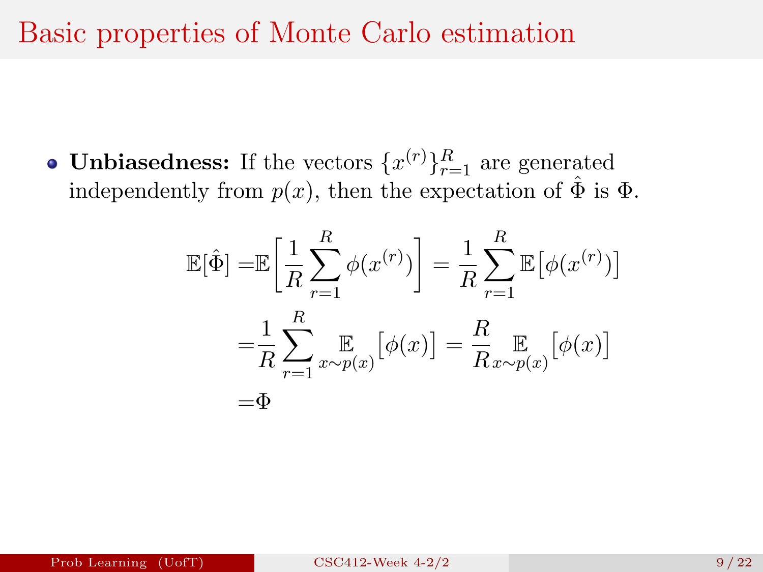# Basic properties of Monte Carlo estimation

- **Unbiasedness:** If the vectors $\{x^{(r)}\}_{r=1}^{R}$ are generated independently from $p(x)$, then the expectation of $\hat{\Phi}$ is $\Phi$.

$$
\begin{aligned}
\mathbb{E}[\hat{\Phi}] =& \mathbb{E}\left[\frac{1}{R}\sum_{r=1}^{R}\phi(x^{(r)})\right] = \frac{1}{R}\sum_{r=1}^{R}\mathbb{E}\big[\phi(x^{(r)})\big] \\
=& \frac{1}{R}\sum_{r=1}^{R}\mathop{\mathbb{E}}_{x\sim p(x)}\big[\phi(x)\big] = \frac{R}{R}\mathop{\mathbb{E}}_{x\sim p(x)}\big[\phi(x)\big] \\
=& \Phi
\end{aligned}
$$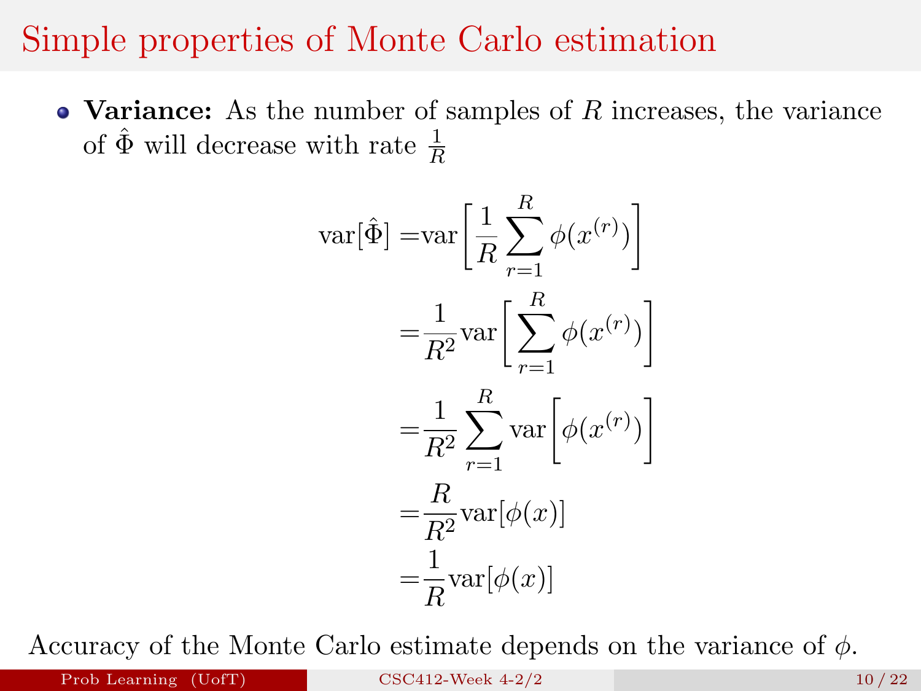# Simple properties of Monte Carlo estimation

- **Variance:** As the number of samples of $R$ increases, the variance of $\hat{\Phi}$ will decrease with rate $\frac{1}{R}$

$$
\begin{aligned}
\text{var}[\hat{\Phi}] =& \text{var}\left[\frac{1}{R}\sum_{r=1}^{R}\phi(x^{(r)})\right] \\
=& \frac{1}{R^2}\text{var}\left[\sum_{r=1}^{R}\phi(x^{(r)})\right] \\
=& \frac{1}{R^2}\sum_{r=1}^{R}\text{var}\left[\phi(x^{(r)})\right] \\
=& \frac{R}{R^2}\text{var}[\phi(x)] \\
=& \frac{1}{R}\text{var}[\phi(x)]
\end{aligned}
$$

Accuracy of the Monte Carlo estimate depends on the variance of $\phi$.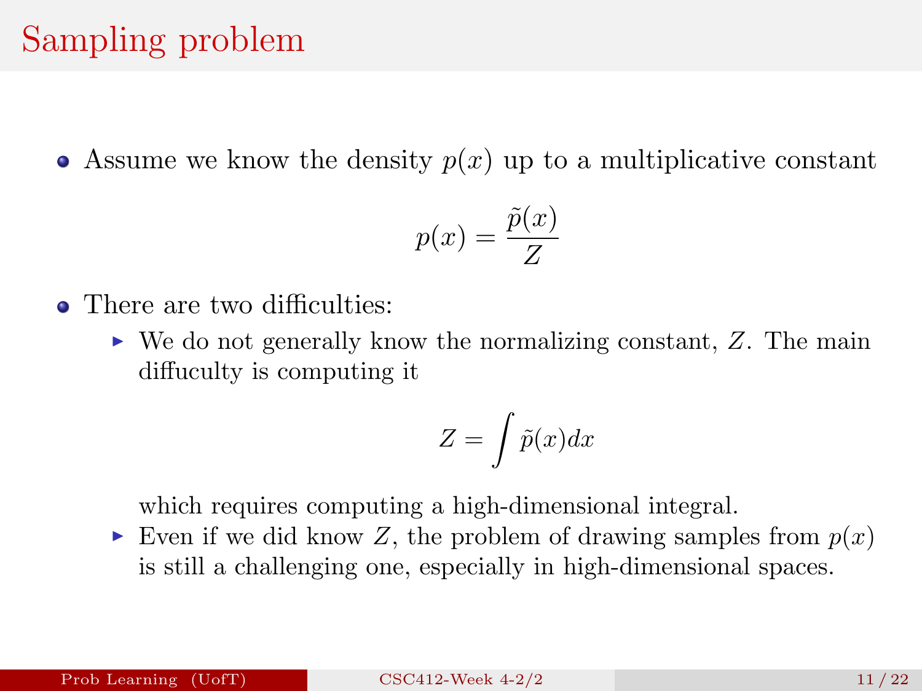# Sampling problem

- Assume we know the density $p(x)$ up to a multiplicative constant

$$p(x) = \frac{\tilde{p}(x)}{Z}$$

- There are two difficulties:
  - We do not generally know the normalizing constant, $Z$. The main diffuculty is computing it

    $$Z = \int \tilde{p}(x)dx$$

    which requires computing a high-dimensional integral.
  - Even if we did know $Z$, the problem of drawing samples from $p(x)$ is still a challenging one, especially in high-dimensional spaces.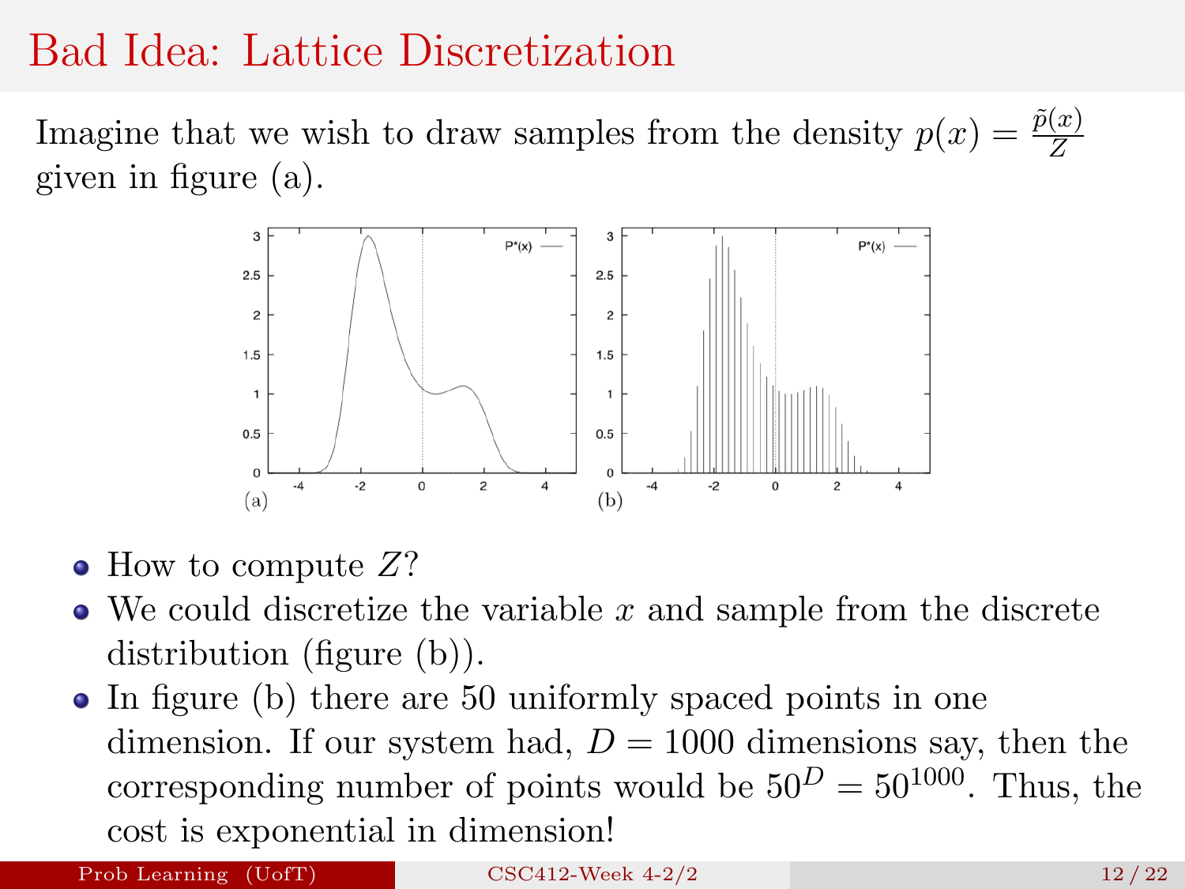# Bad Idea: Lattice Discretization

Imagine that we wish to draw samples from the density $p(x) = \frac{\tilde{p}(x)}{Z}$ given in figure (a).

(a) (b)

- How to compute $Z$?
- We could discretize the variable $x$ and sample from the discrete distribution (figure (b)).
- In figure (b) there are 50 uniformly spaced points in one dimension. If our system had, $D = 1000$ dimensions say, then the corresponding number of points would be $50^D = 50^{1000}$. Thus, the cost is exponential in dimension!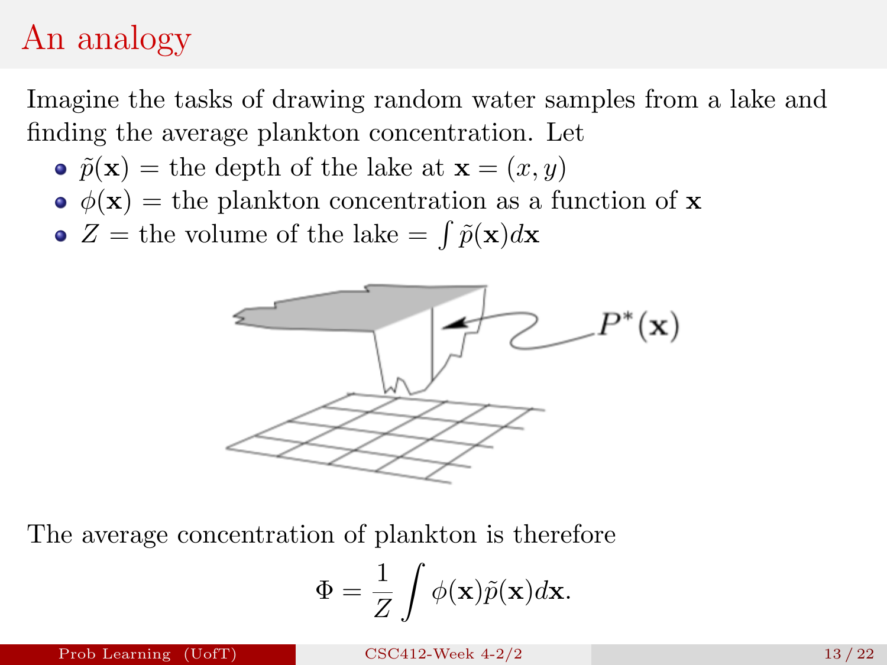# An analogy

Imagine the tasks of drawing random water samples from a lake and finding the average plankton concentration. Let

- $\tilde{p}(\mathbf{x})$ = the depth of the lake at $\mathbf{x} = (x, y)$
- $\phi(\mathbf{x})$ = the plankton concentration as a function of $\mathbf{x}$
- $Z$ = the volume of the lake = $\int \tilde{p}(\mathbf{x}) d\mathbf{x}$

$P^*(\mathbf{x})$

The average concentration of plankton is therefore

$$\Phi = \frac{1}{Z} \int \phi(\mathbf{x}) \tilde{p}(\mathbf{x}) d\mathbf{x}.$$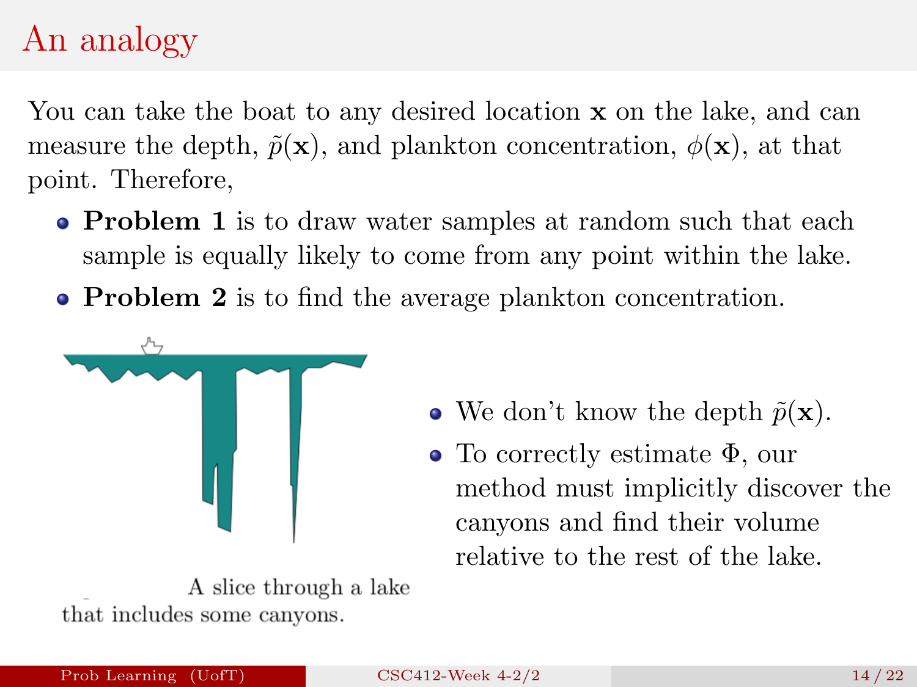# An analogy

You can take the boat to any desired location $\mathbf{x}$ on the lake, and can measure the depth, $\tilde{p}(\mathbf{x})$, and plankton concentration, $\phi(\mathbf{x})$, at that point. Therefore,

- **Problem 1** is to draw water samples at random such that each sample is equally likely to come from any point within the lake.
- **Problem 2** is to find the average plankton concentration.

A slice through a lake that includes some canyons.

- We don't know the depth $\tilde{p}(\mathbf{x})$.
- To correctly estimate $\Phi$, our method must implicitly discover the canyons and find their volume relative to the rest of the lake.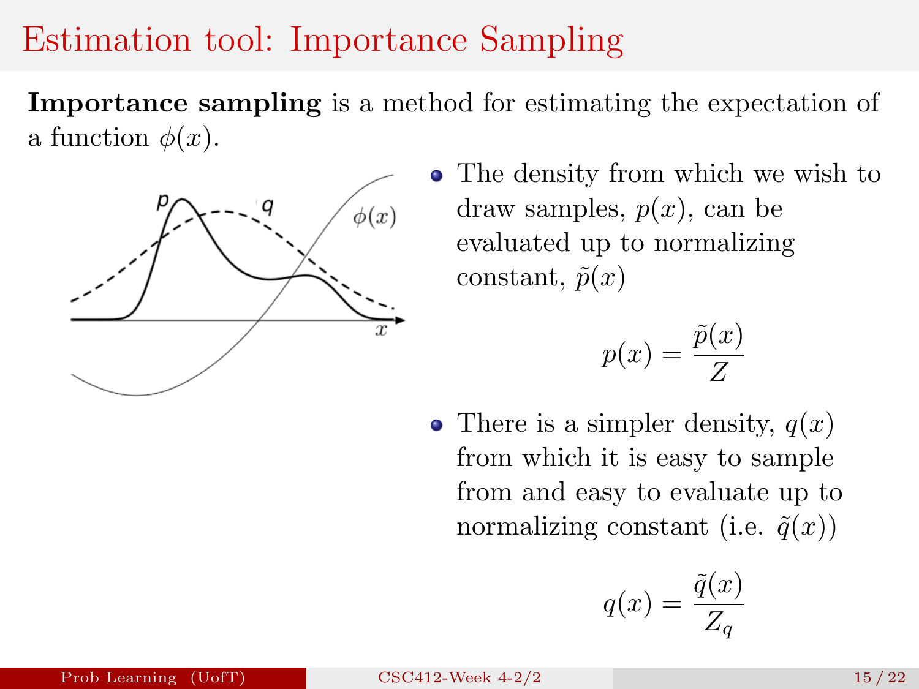# Estimation tool: Importance Sampling

**Importance sampling** is a method for estimating the expectation of a function $\phi(x)$.

- The density from which we wish to draw samples, $p(x)$, can be evaluated up to normalizing constant, $\tilde{p}(x)$

$$p(x) = \frac{\tilde{p}(x)}{Z}$$

- There is a simpler density, $q(x)$ from which it is easy to sample from and easy to evaluate up to normalizing constant (i.e. $\tilde{q}(x)$)

$$q(x) = \frac{\tilde{q}(x)}{Z_q}$$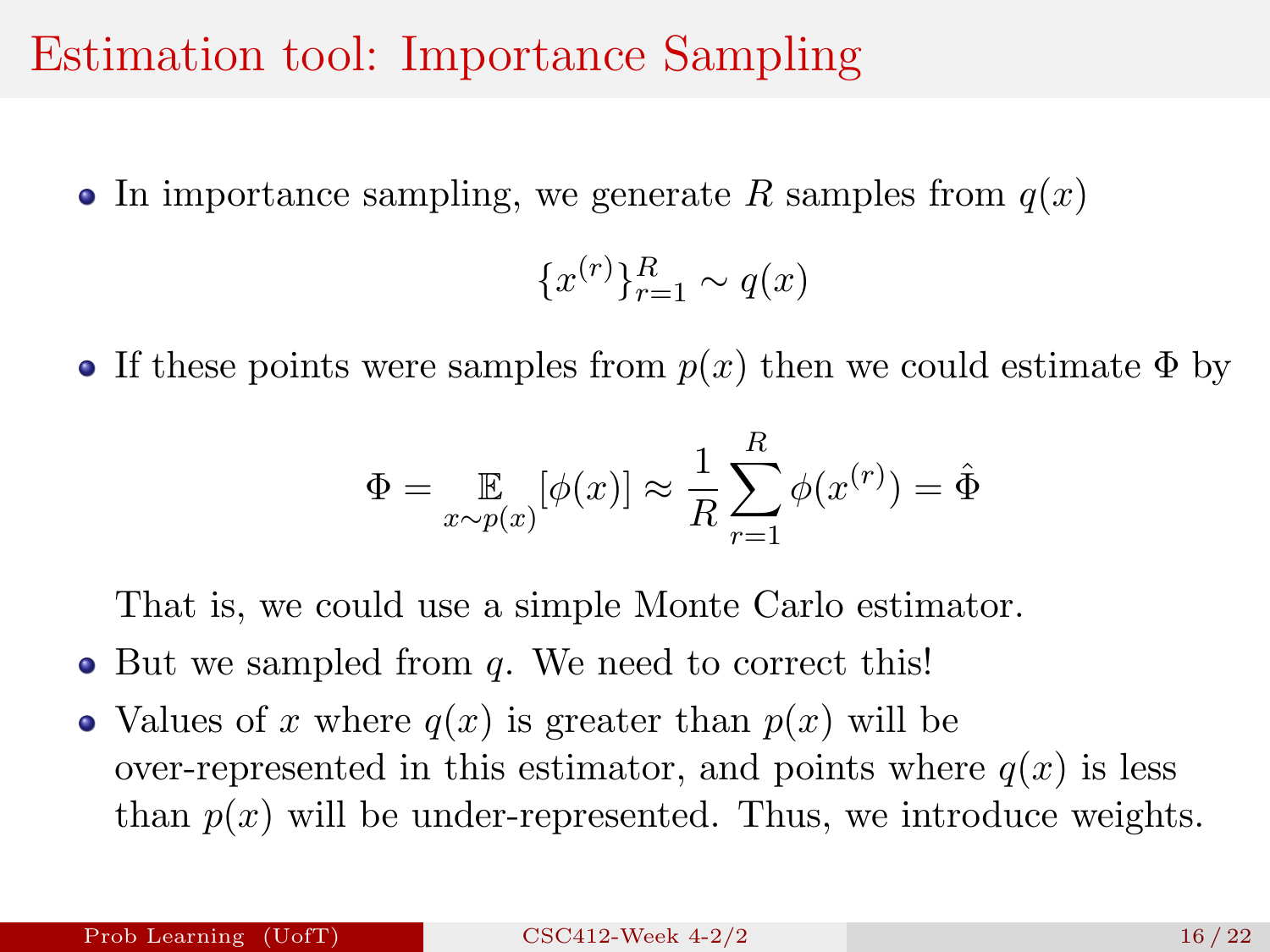# Estimation tool: Importance Sampling

- In importance sampling, we generate $R$ samples from $q(x)$

$$\{x^{(r)}\}_{r=1}^{R} \sim q(x)$$

- If these points were samples from $p(x)$ then we could estimate $\Phi$ by

$$\Phi = \mathop{\mathbb{E}}_{x \sim p(x)}[\phi(x)] \approx \frac{1}{R} \sum_{r=1}^{R} \phi(x^{(r)}) = \hat{\Phi}$$

  That is, we could use a simple Monte Carlo estimator.

- But we sampled from $q$. We need to correct this!
- Values of $x$ where $q(x)$ is greater than $p(x)$ will be over-represented in this estimator, and points where $q(x)$ is less than $p(x)$ will be under-represented. Thus, we introduce weights.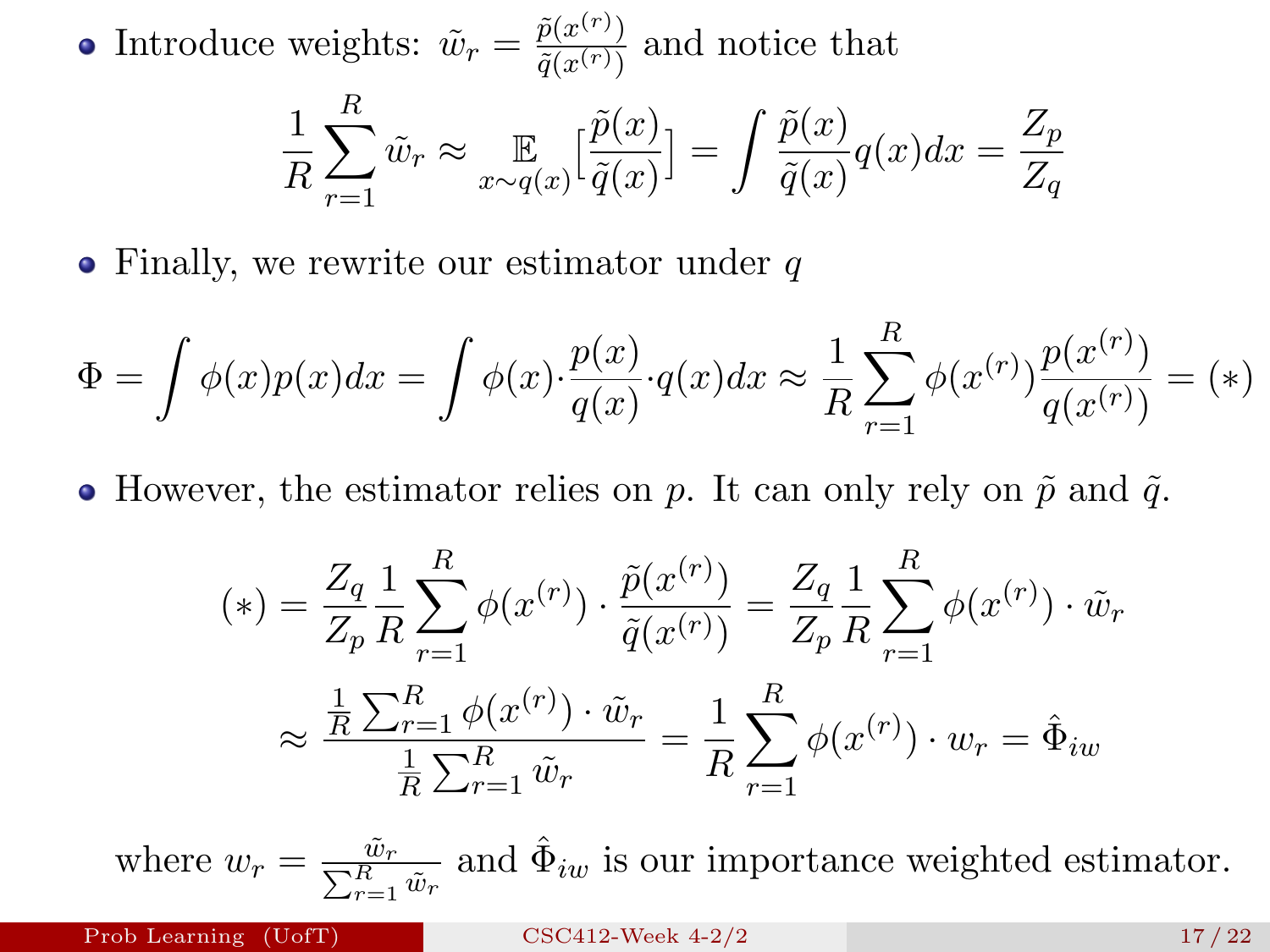- Introduce weights: $\tilde{w}_r = \frac{\tilde{p}(x^{(r)})}{\tilde{q}(x^{(r)})}$ and notice that

$$\frac{1}{R}\sum_{r=1}^{R}\tilde{w}_r \approx \mathop{\mathbb{E}}_{x\sim q(x)}\Big[\frac{\tilde{p}(x)}{\tilde{q}(x)}\Big] = \int \frac{\tilde{p}(x)}{\tilde{q}(x)}q(x)dx = \frac{Z_p}{Z_q}$$

- Finally, we rewrite our estimator under $q$

$$\Phi = \int \phi(x)p(x)dx = \int \phi(x)\cdot\frac{p(x)}{q(x)}\cdot q(x)dx \approx \frac{1}{R}\sum_{r=1}^{R}\phi(x^{(r)})\frac{p(x^{(r)})}{q(x^{(r)})} = (*)$$

- However, the estimator relies on $p$. It can only rely on $\tilde{p}$ and $\tilde{q}$.

$$(*) = \frac{Z_q}{Z_p}\frac{1}{R}\sum_{r=1}^{R}\phi(x^{(r)})\cdot\frac{\tilde{p}(x^{(r)})}{\tilde{q}(x^{(r)})} = \frac{Z_q}{Z_p}\frac{1}{R}\sum_{r=1}^{R}\phi(x^{(r)})\cdot\tilde{w}_r$$

$$\approx \frac{\frac{1}{R}\sum_{r=1}^{R}\phi(x^{(r)})\cdot\tilde{w}_r}{\frac{1}{R}\sum_{r=1}^{R}\tilde{w}_r} = \frac{1}{R}\sum_{r=1}^{R}\phi(x^{(r)})\cdot w_r = \hat{\Phi}_{iw}$$

where $w_r = \frac{\tilde{w}_r}{\sum_{r=1}^{R}\tilde{w}_r}$ and $\hat{\Phi}_{iw}$ is our importance weighted estimator.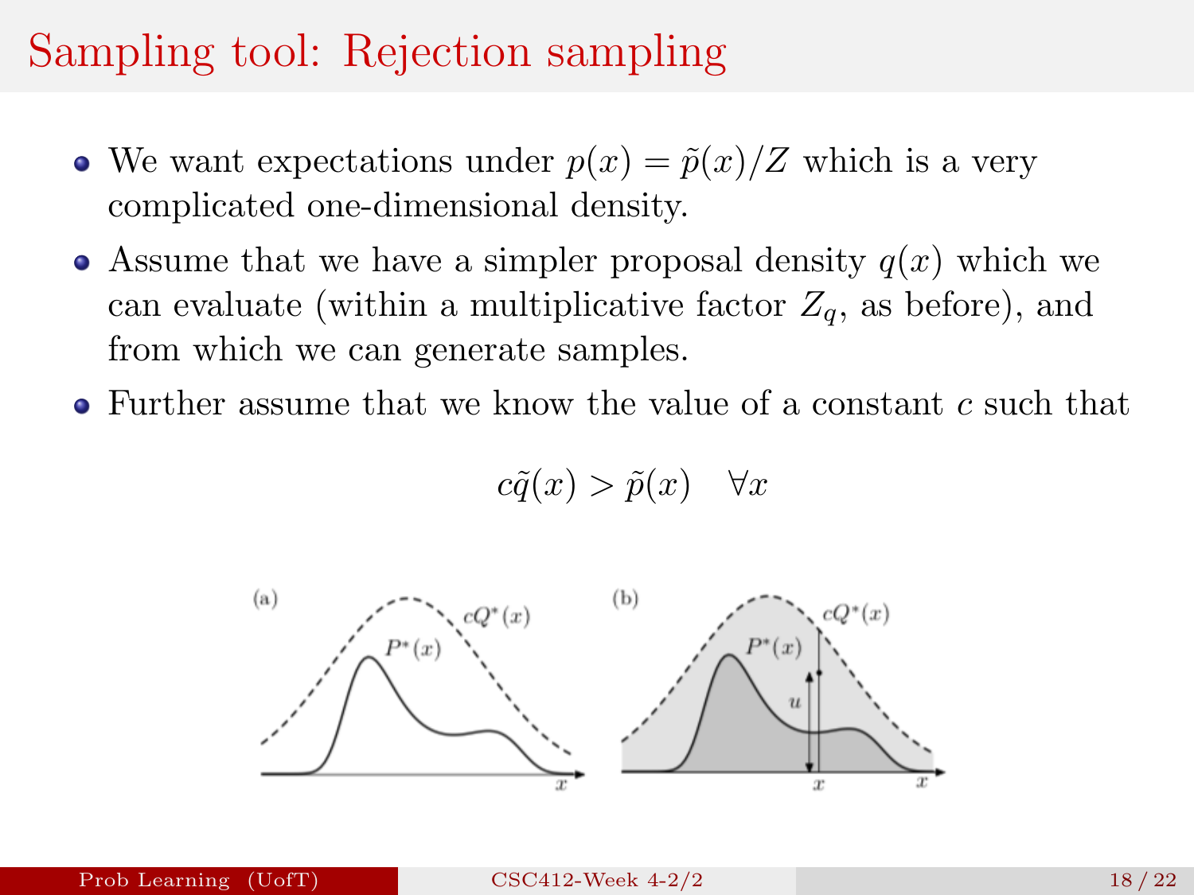# Sampling tool: Rejection sampling

- We want expectations under $p(x) = \tilde{p}(x)/Z$ which is a very complicated one-dimensional density.
- Assume that we have a simpler proposal density $q(x)$ which we can evaluate (within a multiplicative factor $Z_q$, as before), and from which we can generate samples.
- Further assume that we know the value of a constant $c$ such that

$$c\tilde{q}(x) > \tilde{p}(x) \quad \forall x$$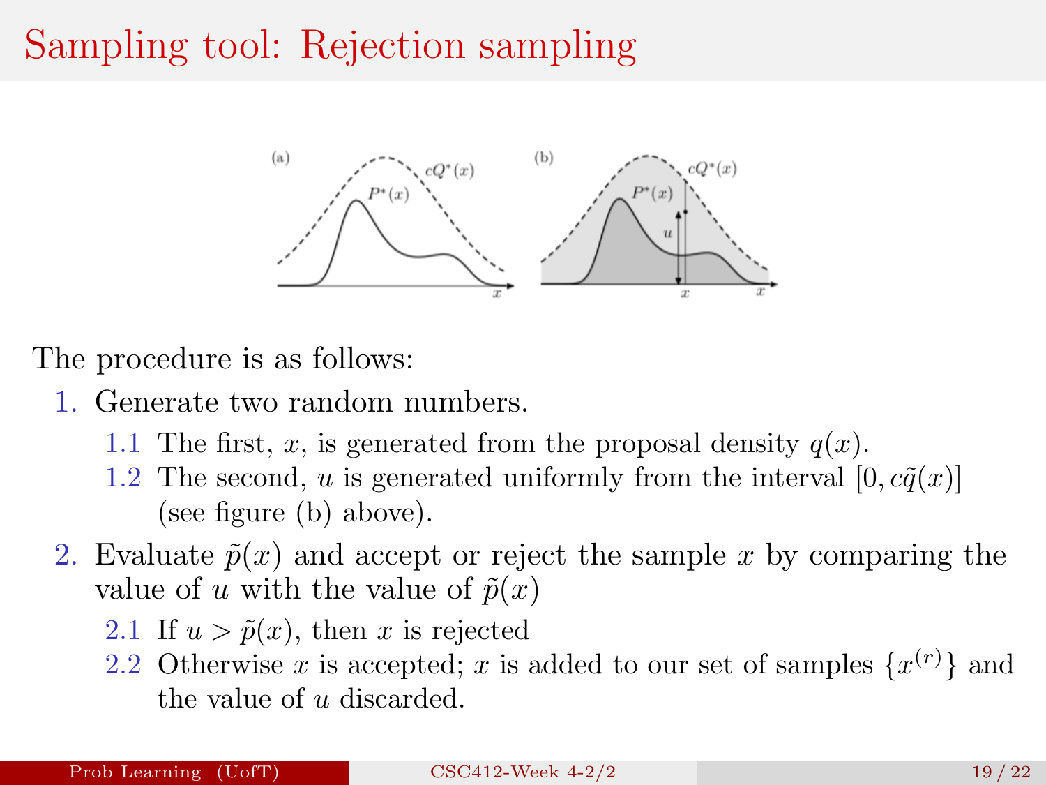# Sampling tool: Rejection sampling

The procedure is as follows:

1. Generate two random numbers.
   1.1 The first, $x$, is generated from the proposal density $q(x)$.
   1.2 The second, $u$ is generated uniformly from the interval $[0, c\tilde{q}(x)]$ (see figure (b) above).
2. Evaluate $\tilde{p}(x)$ and accept or reject the sample $x$ by comparing the value of $u$ with the value of $\tilde{p}(x)$
   2.1 If $u > \tilde{p}(x)$, then $x$ is rejected
   2.2 Otherwise $x$ is accepted; $x$ is added to our set of samples $\{x^{(r)}\}$ and the value of $u$ discarded.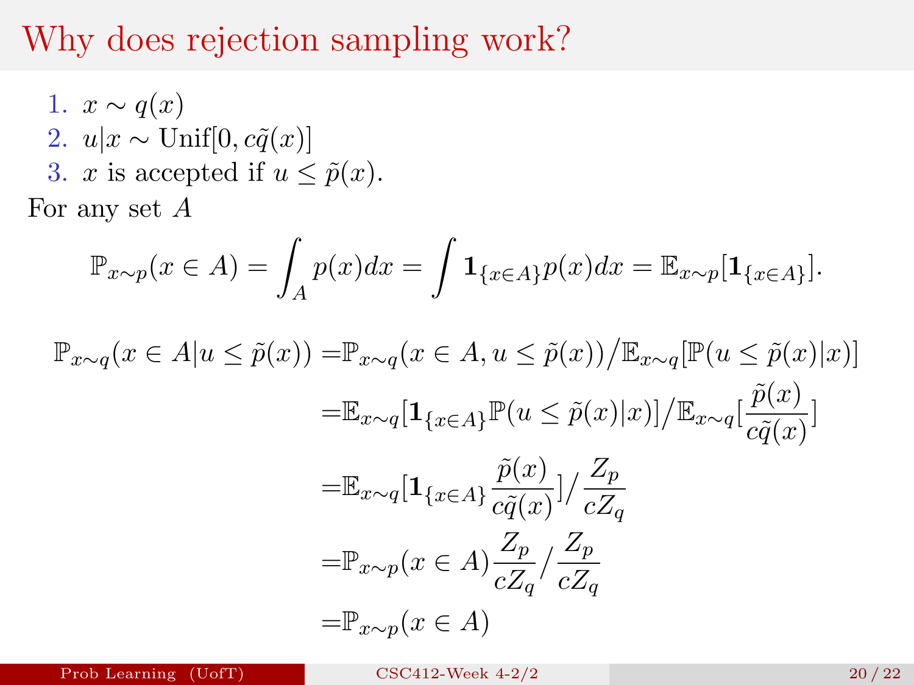# Why does rejection sampling work?

1. $x \sim q(x)$
2. $u|x \sim \text{Unif}[0, c\tilde{q}(x)]$
3. $x$ is accepted if $u \leq \tilde{p}(x)$.

For any set $A$

$$\mathbb{P}_{x\sim p}(x \in A) = \int_A p(x)dx = \int \mathbf{1}_{\{x\in A\}} p(x)dx = \mathbb{E}_{x\sim p}[\mathbf{1}_{\{x\in A\}}].$$

$$\begin{aligned}
\mathbb{P}_{x\sim q}(x \in A | u \leq \tilde{p}(x)) =& \mathbb{P}_{x\sim q}(x \in A, u \leq \tilde{p}(x)) \big/ \mathbb{E}_{x\sim q}[\mathbb{P}(u \leq \tilde{p}(x)|x)] \\
=& \mathbb{E}_{x\sim q}[\mathbf{1}_{\{x\in A\}} \mathbb{P}(u \leq \tilde{p}(x)|x)] \big/ \mathbb{E}_{x\sim q}[\frac{\tilde{p}(x)}{c\tilde{q}(x)}] \\
=& \mathbb{E}_{x\sim q}[\mathbf{1}_{\{x\in A\}} \frac{\tilde{p}(x)}{c\tilde{q}(x)}] \big/ \frac{Z_p}{cZ_q} \\
=& \mathbb{P}_{x\sim p}(x \in A) \frac{Z_p}{cZ_q} \big/ \frac{Z_p}{cZ_q} \\
=& \mathbb{P}_{x\sim p}(x \in A)
\end{aligned}$$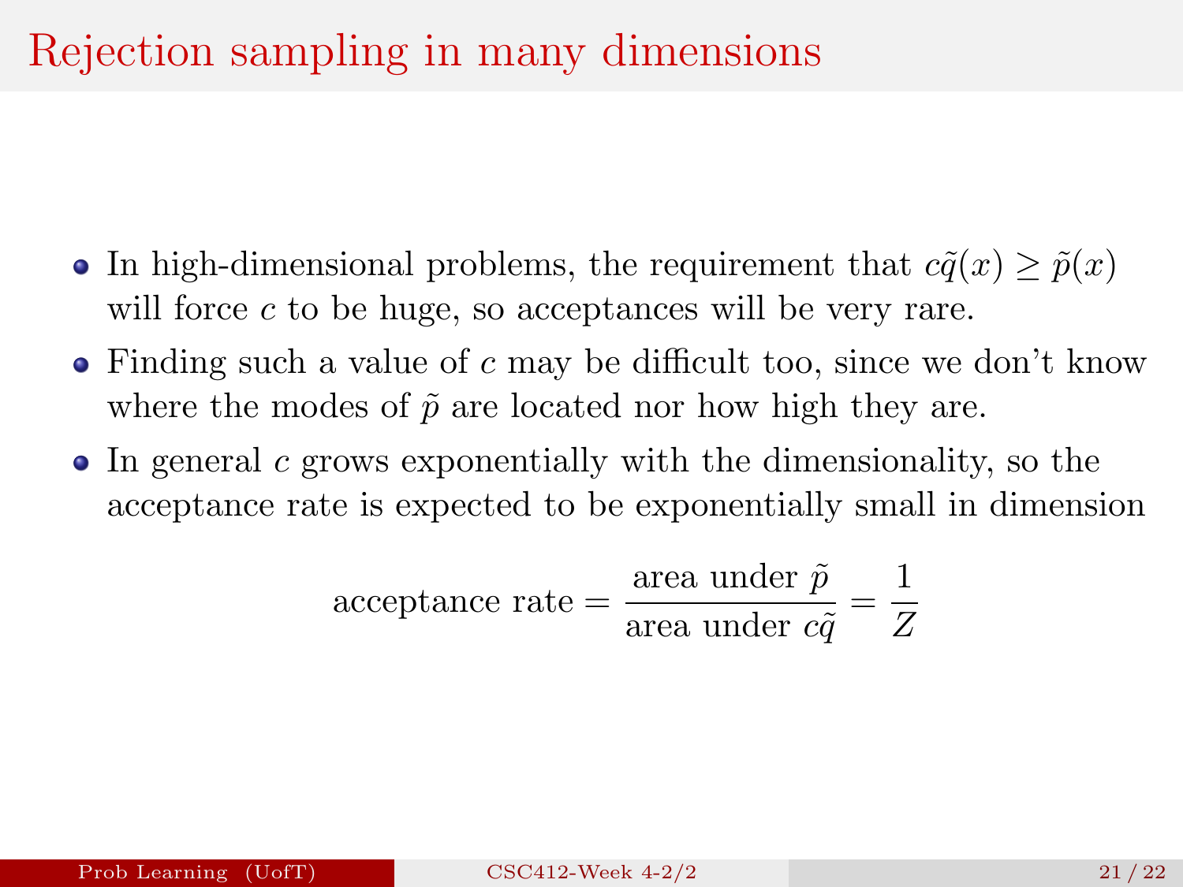# Rejection sampling in many dimensions

- In high-dimensional problems, the requirement that $c\tilde{q}(x) \geq \tilde{p}(x)$ will force $c$ to be huge, so acceptances will be very rare.
- Finding such a value of $c$ may be difficult too, since we don't know where the modes of $\tilde{p}$ are located nor how high they are.
- In general $c$ grows exponentially with the dimensionality, so the acceptance rate is expected to be exponentially small in dimension

$$\text{acceptance rate} = \frac{\text{area under } \tilde{p}}{\text{area under } c\tilde{q}} = \frac{1}{Z}$$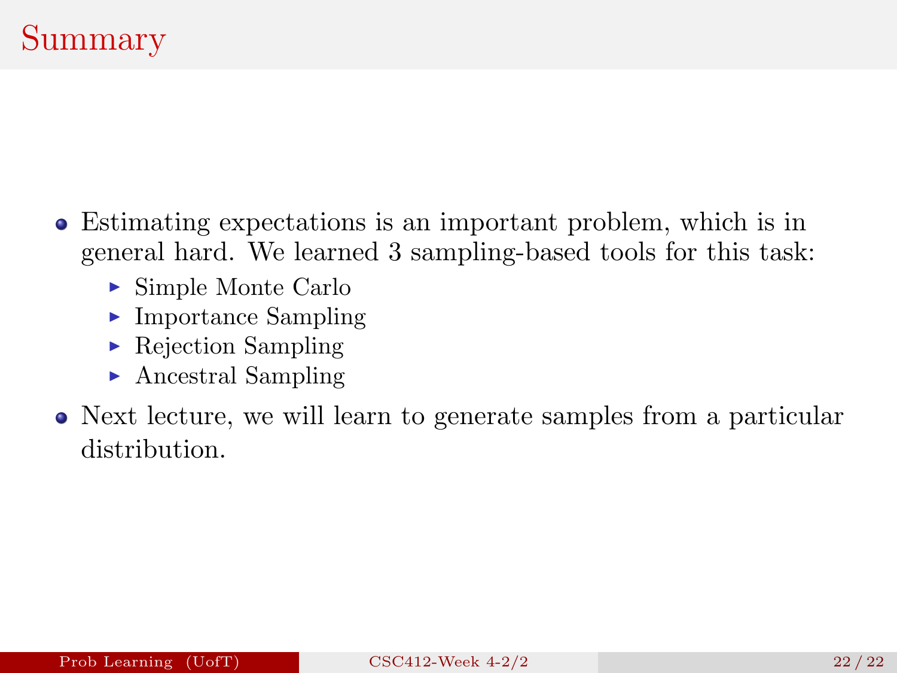# Summary

- Estimating expectations is an important problem, which is in general hard. We learned 3 sampling-based tools for this task:
  - Simple Monte Carlo
  - Importance Sampling
  - Rejection Sampling
  - Ancestral Sampling
- Next lecture, we will learn to generate samples from a particular distribution.